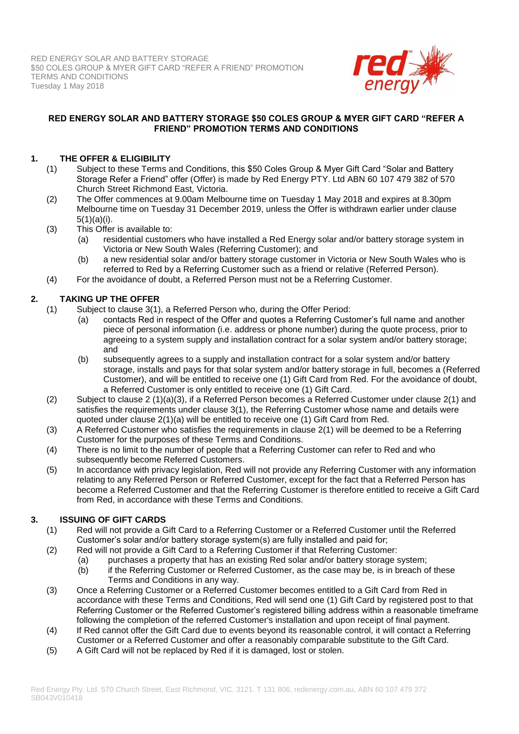RED ENERGY SOLAR AND BATTERY STORAGE
$50 COLES GROUP & MYER GIFT CARD "REFER A FRIEND" PROMOTION
TERMS AND CONDITIONS
Tuesday 1 May 2018

# RED ENERGY SOLAR AND BATTERY STORAGE $50 COLES GROUP & MYER GIFT CARD "REFER A FRIEND" PROMOTION TERMS AND CONDITIONS

## 1. THE OFFER & ELIGIBILITY

(1) Subject to these Terms and Conditions, this $50 Coles Group & Myer Gift Card "Solar and Battery Storage Refer a Friend" offer (Offer) is made by Red Energy PTY. Ltd ABN 60 107 479 382 of 570 Church Street Richmond East, Victoria.

(2) The Offer commences at 9.00am Melbourne time on Tuesday 1 May 2018 and expires at 8.30pm Melbourne time on Tuesday 31 December 2019, unless the Offer is withdrawn earlier under clause 5(1)(a)(i).

(3) This Offer is available to:

  (a) residential customers who have installed a Red Energy solar and/or battery storage system in Victoria or New South Wales (Referring Customer); and

  (b) a new residential solar and/or battery storage customer in Victoria or New South Wales who is referred to Red by a Referring Customer such as a friend or relative (Referred Person).

(4) For the avoidance of doubt, a Referred Person must not be a Referring Customer.

## 2. TAKING UP THE OFFER

(1) Subject to clause 3(1), a Referred Person who, during the Offer Period:

  (a) contacts Red in respect of the Offer and quotes a Referring Customer's full name and another piece of personal information (i.e. address or phone number) during the quote process, prior to agreeing to a system supply and installation contract for a solar system and/or battery storage; and

  (b) subsequently agrees to a supply and installation contract for a solar system and/or battery storage, installs and pays for that solar system and/or battery storage in full, becomes a (Referred Customer), and will be entitled to receive one (1) Gift Card from Red. For the avoidance of doubt, a Referred Customer is only entitled to receive one (1) Gift Card.

(2) Subject to clause 2 (1)(a)(3), if a Referred Person becomes a Referred Customer under clause 2(1) and satisfies the requirements under clause 3(1), the Referring Customer whose name and details were quoted under clause 2(1)(a) will be entitled to receive one (1) Gift Card from Red.

(3) A Referred Customer who satisfies the requirements in clause 2(1) will be deemed to be a Referring Customer for the purposes of these Terms and Conditions.

(4) There is no limit to the number of people that a Referring Customer can refer to Red and who subsequently become Referred Customers.

(5) In accordance with privacy legislation, Red will not provide any Referring Customer with any information relating to any Referred Person or Referred Customer, except for the fact that a Referred Person has become a Referred Customer and that the Referring Customer is therefore entitled to receive a Gift Card from Red, in accordance with these Terms and Conditions.

## 3. ISSUING OF GIFT CARDS

(1) Red will not provide a Gift Card to a Referring Customer or a Referred Customer until the Referred Customer's solar and/or battery storage system(s) are fully installed and paid for;

(2) Red will not provide a Gift Card to a Referring Customer if that Referring Customer:

  (a) purchases a property that has an existing Red solar and/or battery storage system;

  (b) if the Referring Customer or Referred Customer, as the case may be, is in breach of these Terms and Conditions in any way.

(3) Once a Referring Customer or a Referred Customer becomes entitled to a Gift Card from Red in accordance with these Terms and Conditions, Red will send one (1) Gift Card by registered post to that Referring Customer or the Referred Customer's registered billing address within a reasonable timeframe following the completion of the referred Customer's installation and upon receipt of final payment.

(4) If Red cannot offer the Gift Card due to events beyond its reasonable control, it will contact a Referring Customer or a Referred Customer and offer a reasonably comparable substitute to the Gift Card.

(5) A Gift Card will not be replaced by Red if it is damaged, lost or stolen.

Red Energy Pty. Ltd. 570 Church Street, East Richmond, VIC. 3121. T 131 806, redenergy.com.au, ABN 60 107 479 372
SB043V010418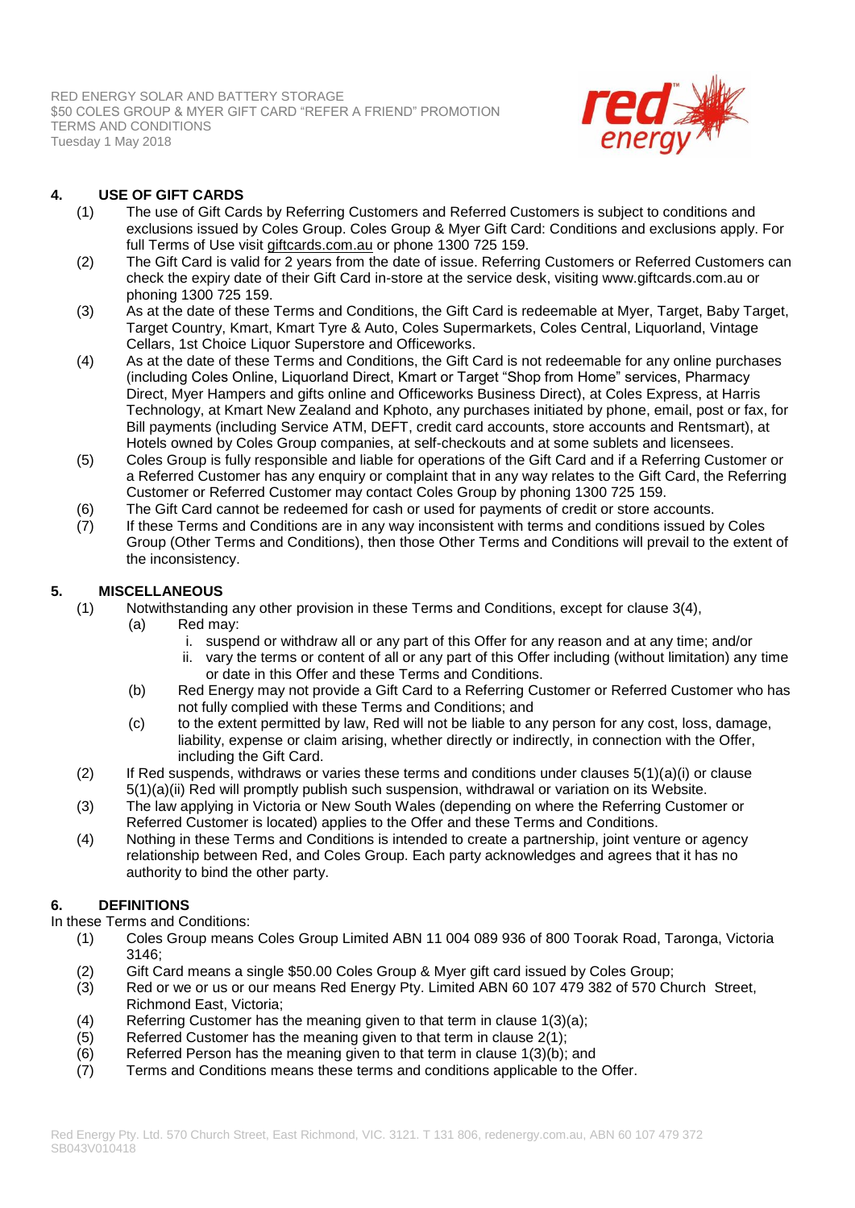## 4. USE OF GIFT CARDS

(1) The use of Gift Cards by Referring Customers and Referred Customers is subject to conditions and exclusions issued by Coles Group. Coles Group & Myer Gift Card: Conditions and exclusions apply. For full Terms of Use visit giftcards.com.au or phone 1300 725 159.

(2) The Gift Card is valid for 2 years from the date of issue. Referring Customers or Referred Customers can check the expiry date of their Gift Card in-store at the service desk, visiting www.giftcards.com.au or phoning 1300 725 159.

(3) As at the date of these Terms and Conditions, the Gift Card is redeemable at Myer, Target, Baby Target, Target Country, Kmart, Kmart Tyre & Auto, Coles Supermarkets, Coles Central, Liquorland, Vintage Cellars, 1st Choice Liquor Superstore and Officeworks.

(4) As at the date of these Terms and Conditions, the Gift Card is not redeemable for any online purchases (including Coles Online, Liquorland Direct, Kmart or Target "Shop from Home" services, Pharmacy Direct, Myer Hampers and gifts online and Officeworks Business Direct), at Coles Express, at Harris Technology, at Kmart New Zealand and Kphoto, any purchases initiated by phone, email, post or fax, for Bill payments (including Service ATM, DEFT, credit card accounts, store accounts and Rentsmart), at Hotels owned by Coles Group companies, at self-checkouts and at some sublets and licensees.

(5) Coles Group is fully responsible and liable for operations of the Gift Card and if a Referring Customer or a Referred Customer has any enquiry or complaint that in any way relates to the Gift Card, the Referring Customer or Referred Customer may contact Coles Group by phoning 1300 725 159.

(6) The Gift Card cannot be redeemed for cash or used for payments of credit or store accounts.

(7) If these Terms and Conditions are in any way inconsistent with terms and conditions issued by Coles Group (Other Terms and Conditions), then those Other Terms and Conditions will prevail to the extent of the inconsistency.

## 5. MISCELLANEOUS

(1) Notwithstanding any other provision in these Terms and Conditions, except for clause 3(4),

  (a) Red may:

    i. suspend or withdraw all or any part of this Offer for any reason and at any time; and/or

    ii. vary the terms or content of all or any part of this Offer including (without limitation) any time or date in this Offer and these Terms and Conditions.

  (b) Red Energy may not provide a Gift Card to a Referring Customer or Referred Customer who has not fully complied with these Terms and Conditions; and

  (c) to the extent permitted by law, Red will not be liable to any person for any cost, loss, damage, liability, expense or claim arising, whether directly or indirectly, in connection with the Offer, including the Gift Card.

(2) If Red suspends, withdraws or varies these terms and conditions under clauses 5(1)(a)(i) or clause 5(1)(a)(ii) Red will promptly publish such suspension, withdrawal or variation on its Website.

(3) The law applying in Victoria or New South Wales (depending on where the Referring Customer or Referred Customer is located) applies to the Offer and these Terms and Conditions.

(4) Nothing in these Terms and Conditions is intended to create a partnership, joint venture or agency relationship between Red, and Coles Group. Each party acknowledges and agrees that it has no authority to bind the other party.

## 6. DEFINITIONS

In these Terms and Conditions:

(1) Coles Group means Coles Group Limited ABN 11 004 089 936 of 800 Toorak Road, Taronga, Victoria 3146;

(2) Gift Card means a single $50.00 Coles Group & Myer gift card issued by Coles Group;

(3) Red or we or us or our means Red Energy Pty. Limited ABN 60 107 479 382 of 570 Church Street, Richmond East, Victoria;

(4) Referring Customer has the meaning given to that term in clause 1(3)(a);

(5) Referred Customer has the meaning given to that term in clause 2(1);

(6) Referred Person has the meaning given to that term in clause 1(3)(b); and

(7) Terms and Conditions means these terms and conditions applicable to the Offer.